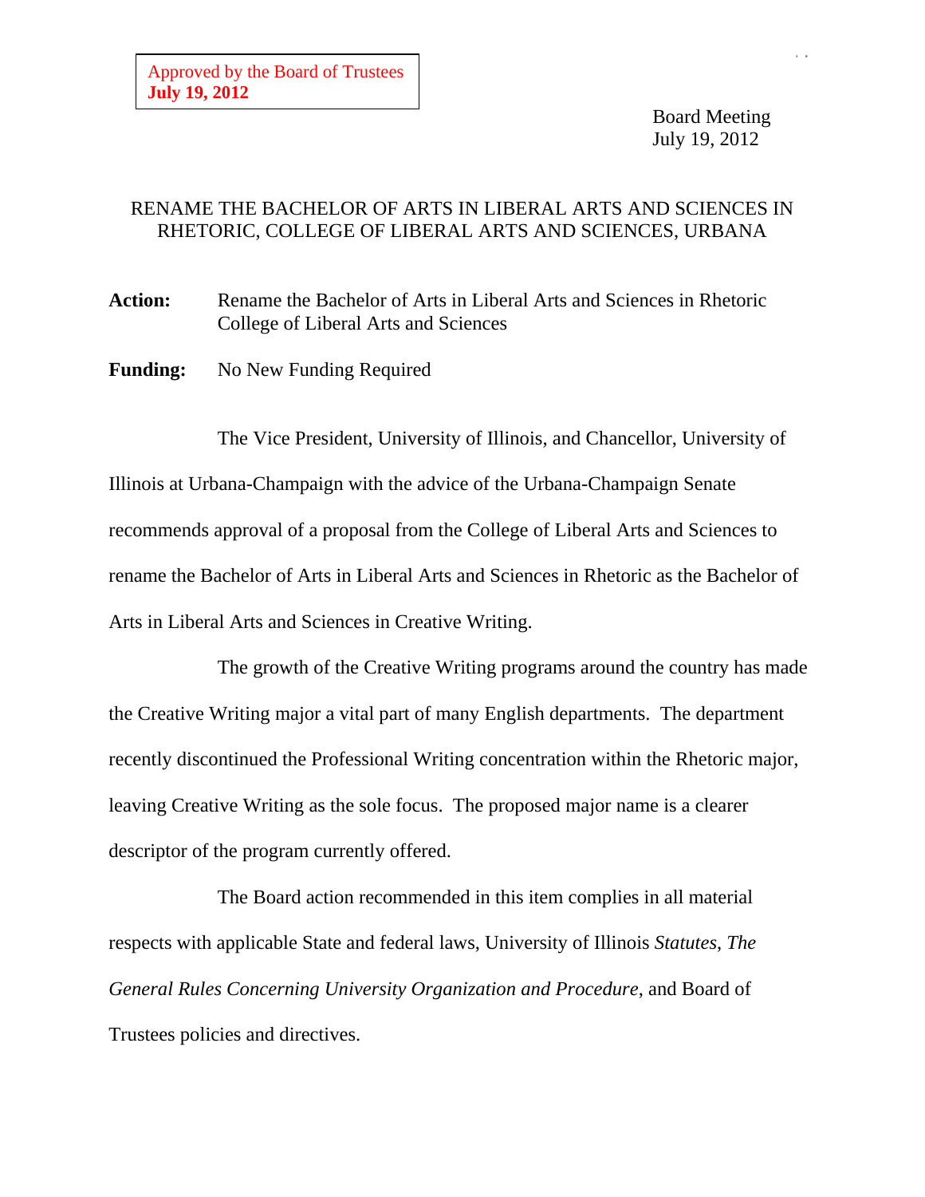Approved by the Board of Trustees
**July 19, 2012**

Board Meeting
July 19, 2012

# RENAME THE BACHELOR OF ARTS IN LIBERAL ARTS AND SCIENCES IN RHETORIC, COLLEGE OF LIBERAL ARTS AND SCIENCES, URBANA

**Action:** Rename the Bachelor of Arts in Liberal Arts and Sciences in Rhetoric College of Liberal Arts and Sciences

**Funding:** No New Funding Required

The Vice President, University of Illinois, and Chancellor, University of Illinois at Urbana-Champaign with the advice of the Urbana-Champaign Senate recommends approval of a proposal from the College of Liberal Arts and Sciences to rename the Bachelor of Arts in Liberal Arts and Sciences in Rhetoric as the Bachelor of Arts in Liberal Arts and Sciences in Creative Writing.

The growth of the Creative Writing programs around the country has made the Creative Writing major a vital part of many English departments. The department recently discontinued the Professional Writing concentration within the Rhetoric major, leaving Creative Writing as the sole focus. The proposed major name is a clearer descriptor of the program currently offered.

The Board action recommended in this item complies in all material respects with applicable State and federal laws, University of Illinois *Statutes*, *The General Rules Concerning University Organization and Procedure*, and Board of Trustees policies and directives.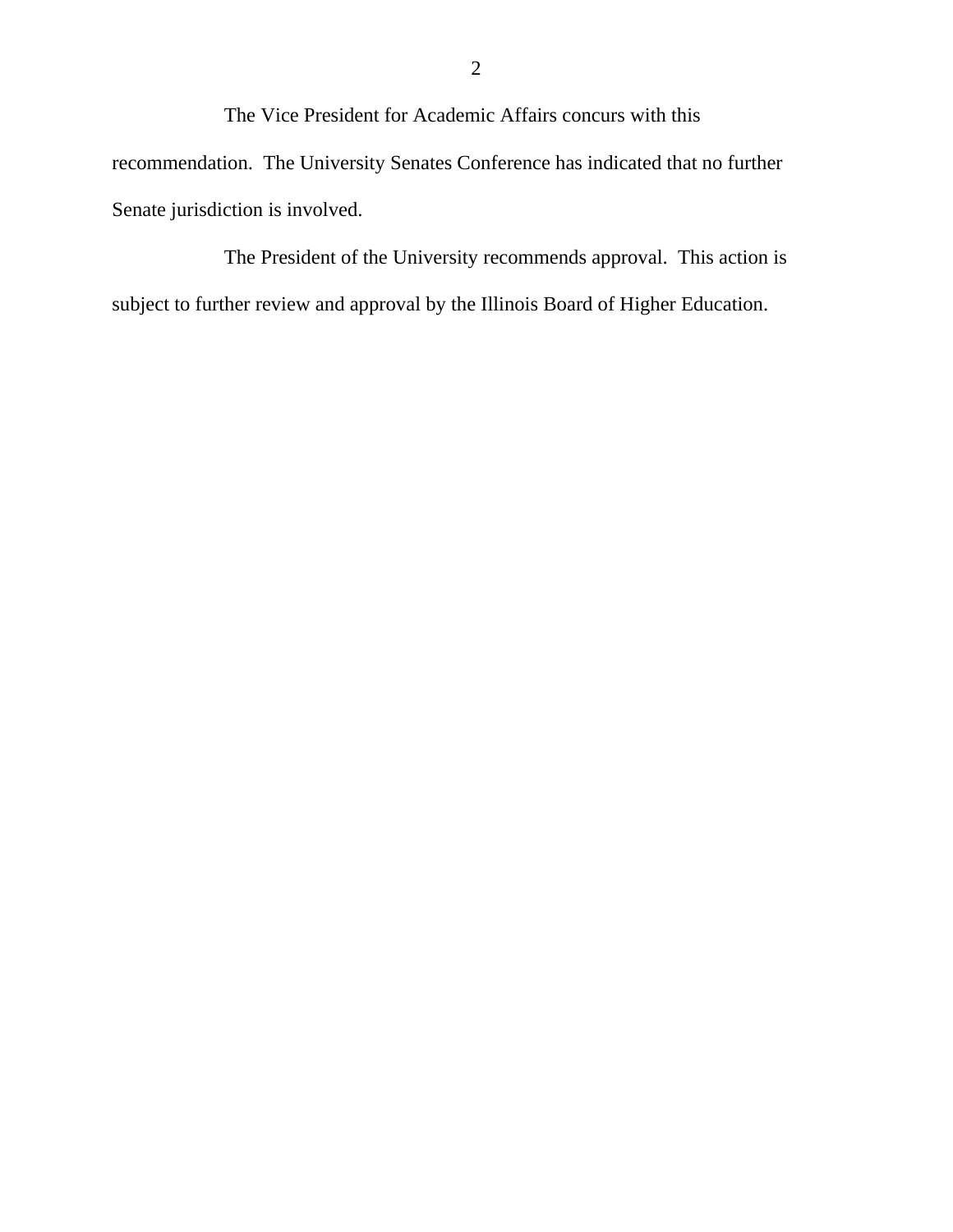The Vice President for Academic Affairs concurs with this recommendation. The University Senates Conference has indicated that no further Senate jurisdiction is involved.

The President of the University recommends approval. This action is subject to further review and approval by the Illinois Board of Higher Education.